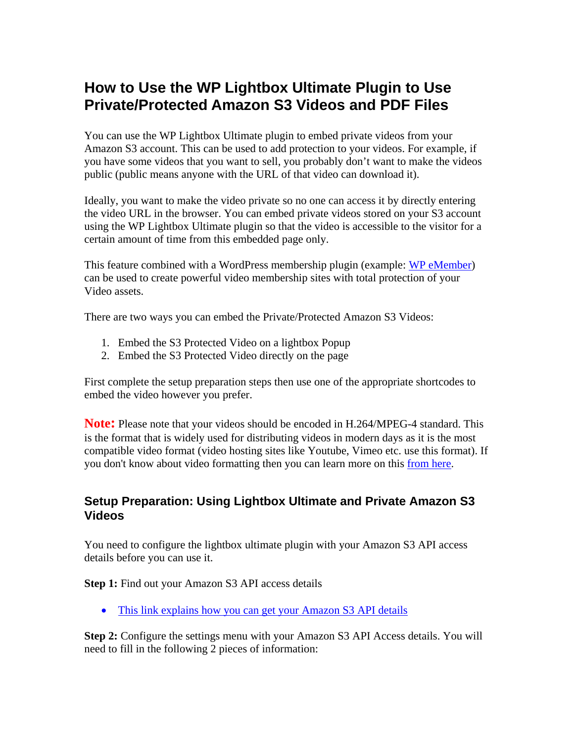# How to Use the WP Lightbox Ultimate Plugin to Use Private/Protected Amazon S3 Videos and PDF Files

You can use the WP Lightbox Ultimate plugin to embed private videos from your Amazon S3 account. This can be used to add protection to your videos. For example, if you have some videos that you want to sell, you probably don't want to make the videos public (public means anyone with the URL of that video can download it).

Ideally, you want to make the video private so no one can access it by directly entering the video URL in the browser. You can embed private videos stored on your S3 account using the WP Lightbox Ultimate plugin so that the video is accessible to the visitor for a certain amount of time from this embedded page only.

This feature combined with a WordPress membership plugin (example: WP eMember) can be used to create powerful video membership sites with total protection of your Video assets.

There are two ways you can embed the Private/Protected Amazon S3 Videos:

1. Embed the S3 Protected Video on a lightbox Popup
2. Embed the S3 Protected Video directly on the page

First complete the setup preparation steps then use one of the appropriate shortcodes to embed the video however you prefer.

**Note:** Please note that your videos should be encoded in H.264/MPEG-4 standard. This is the format that is widely used for distributing videos in modern days as it is the most compatible video format (video hosting sites like Youtube, Vimeo etc. use this format). If you don't know about video formatting then you can learn more on this from here.

## Setup Preparation: Using Lightbox Ultimate and Private Amazon S3 Videos

You need to configure the lightbox ultimate plugin with your Amazon S3 API access details before you can use it.

**Step 1:** Find out your Amazon S3 API access details

- This link explains how you can get your Amazon S3 API details

**Step 2:** Configure the settings menu with your Amazon S3 API Access details. You will need to fill in the following 2 pieces of information: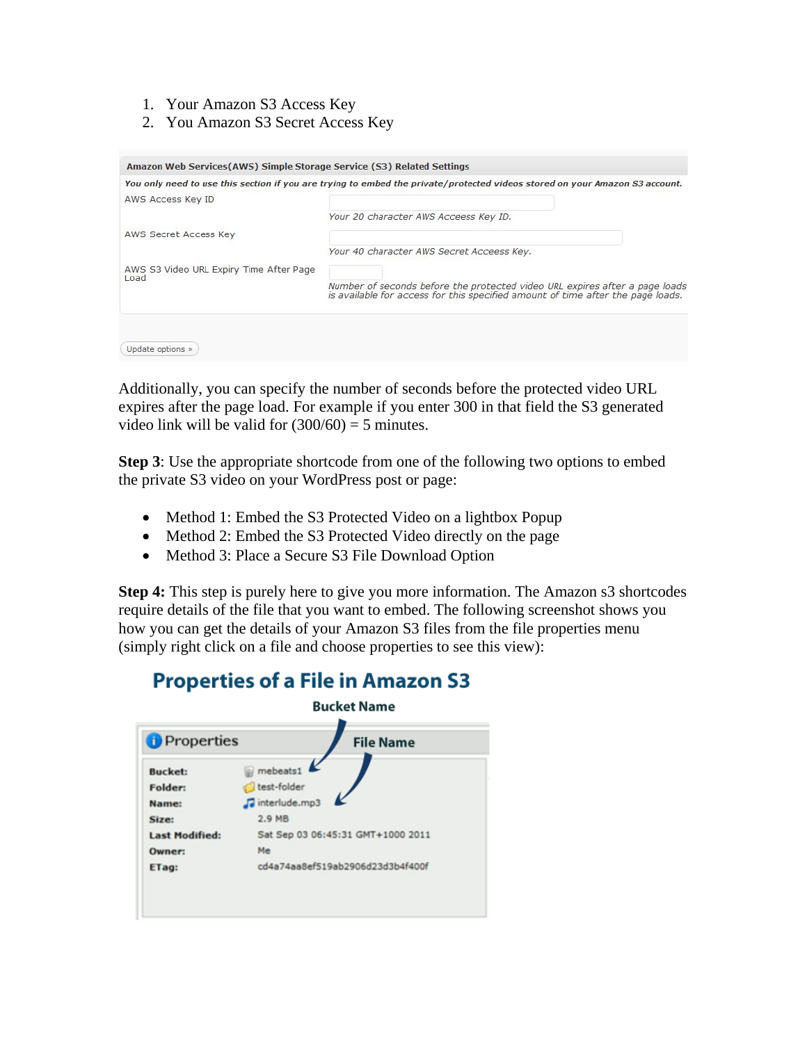1. Your Amazon S3 Access Key
2. You Amazon S3 Secret Access Key

**Amazon Web Services(AWS) Simple Storage Service (S3) Related Settings**

*You only need to use this section if you are trying to embed the private/protected videos stored on your Amazon S3 account.*

| | |
|---|---|
| AWS Access Key ID | Your 20 character AWS Acceess Key ID. |
| AWS Secret Access Key | Your 40 character AWS Secret Acceess Key. |
| AWS S3 Video URL Expiry Time After Page Load | Number of seconds before the protected video URL expires after a page loads is available for access for this specified amount of time after the page loads. |

Update options »

Additionally, you can specify the number of seconds before the protected video URL expires after the page load. For example if you enter 300 in that field the S3 generated video link will be valid for (300/60) = 5 minutes.

**Step 3**: Use the appropriate shortcode from one of the following two options to embed the private S3 video on your WordPress post or page:

- Method 1: Embed the S3 Protected Video on a lightbox Popup
- Method 2: Embed the S3 Protected Video directly on the page
- Method 3: Place a Secure S3 File Download Option

**Step 4:** This step is purely here to give you more information. The Amazon s3 shortcodes require details of the file that you want to embed. The following screenshot shows you how you can get the details of your Amazon S3 files from the file properties menu (simply right click on a file and choose properties to see this view):

**Properties of a File in Amazon S3**

Bucket Name

File Name

**Properties**

| | |
|---|---|
| **Bucket:** | mebeats1 |
| **Folder:** | test-folder |
| **Name:** | interlude.mp3 |
| **Size:** | 2.9 MB |
| **Last Modified:** | Sat Sep 03 06:45:31 GMT+1000 2011 |
| **Owner:** | Me |
| **ETag:** | cd4a74aa8ef519ab2906d23d3b4f400f |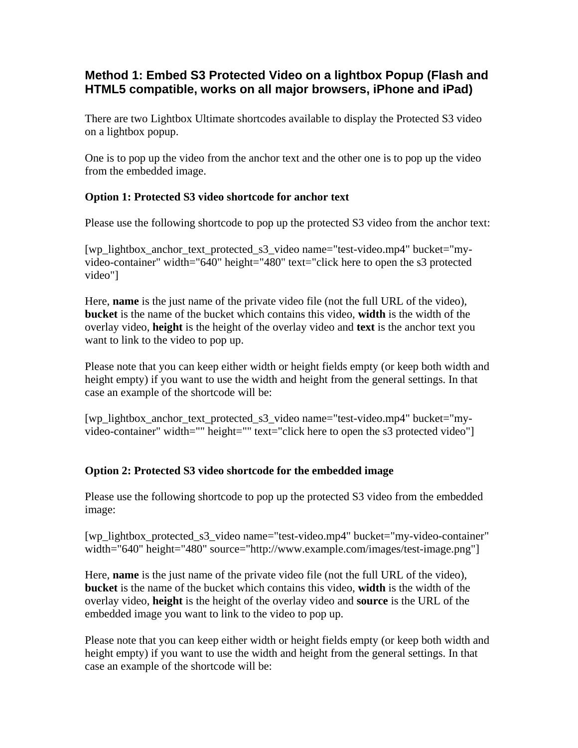## Method 1: Embed S3 Protected Video on a lightbox Popup (Flash and HTML5 compatible, works on all major browsers, iPhone and iPad)

There are two Lightbox Ultimate shortcodes available to display the Protected S3 video on a lightbox popup.

One is to pop up the video from the anchor text and the other one is to pop up the video from the embedded image.

**Option 1: Protected S3 video shortcode for anchor text**

Please use the following shortcode to pop up the protected S3 video from the anchor text:

[wp_lightbox_anchor_text_protected_s3_video name="test-video.mp4" bucket="my-video-container" width="640" height="480" text="click here to open the s3 protected video"]

Here, **name** is the just name of the private video file (not the full URL of the video), **bucket** is the name of the bucket which contains this video, **width** is the width of the overlay video, **height** is the height of the overlay video and **text** is the anchor text you want to link to the video to pop up.

Please note that you can keep either width or height fields empty (or keep both width and height empty) if you want to use the width and height from the general settings. In that case an example of the shortcode will be:

[wp_lightbox_anchor_text_protected_s3_video name="test-video.mp4" bucket="my-video-container" width="" height="" text="click here to open the s3 protected video"]

**Option 2: Protected S3 video shortcode for the embedded image**

Please use the following shortcode to pop up the protected S3 video from the embedded image:

[wp_lightbox_protected_s3_video name="test-video.mp4" bucket="my-video-container" width="640" height="480" source="http://www.example.com/images/test-image.png"]

Here, **name** is the just name of the private video file (not the full URL of the video), **bucket** is the name of the bucket which contains this video, **width** is the width of the overlay video, **height** is the height of the overlay video and **source** is the URL of the embedded image you want to link to the video to pop up.

Please note that you can keep either width or height fields empty (or keep both width and height empty) if you want to use the width and height from the general settings. In that case an example of the shortcode will be: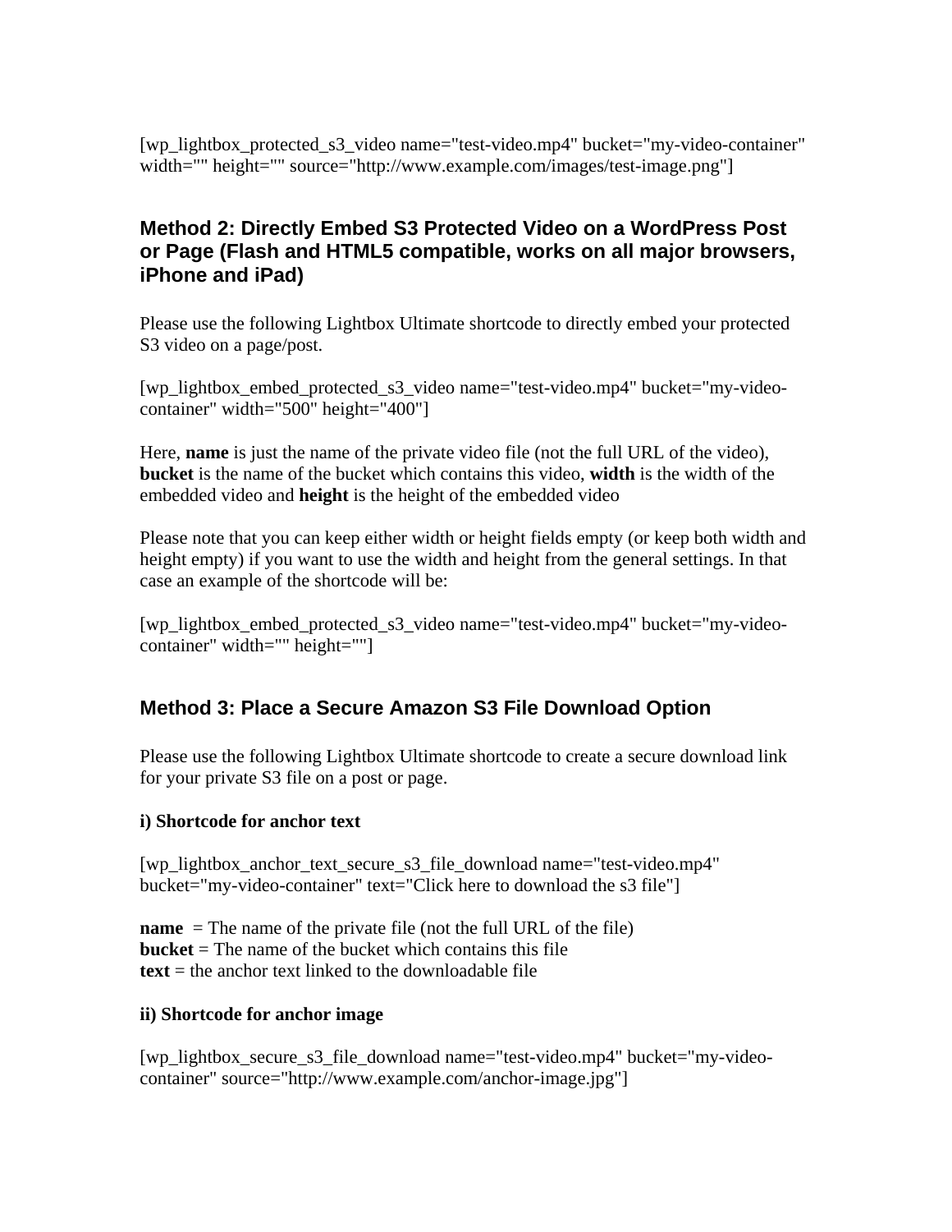[wp_lightbox_protected_s3_video name="test-video.mp4" bucket="my-video-container" width="" height="" source="http://www.example.com/images/test-image.png"]

### Method 2: Directly Embed S3 Protected Video on a WordPress Post or Page (Flash and HTML5 compatible, works on all major browsers, iPhone and iPad)

Please use the following Lightbox Ultimate shortcode to directly embed your protected S3 video on a page/post.

[wp_lightbox_embed_protected_s3_video name="test-video.mp4" bucket="my-video-container" width="500" height="400"]

Here, **name** is just the name of the private video file (not the full URL of the video), **bucket** is the name of the bucket which contains this video, **width** is the width of the embedded video and **height** is the height of the embedded video

Please note that you can keep either width or height fields empty (or keep both width and height empty) if you want to use the width and height from the general settings. In that case an example of the shortcode will be:

[wp_lightbox_embed_protected_s3_video name="test-video.mp4" bucket="my-video-container" width="" height=""]

### Method 3: Place a Secure Amazon S3 File Download Option

Please use the following Lightbox Ultimate shortcode to create a secure download link for your private S3 file on a post or page.

**i) Shortcode for anchor text**

[wp_lightbox_anchor_text_secure_s3_file_download name="test-video.mp4" bucket="my-video-container" text="Click here to download the s3 file"]

**name** = The name of the private file (not the full URL of the file)
**bucket** = The name of the bucket which contains this file
**text** = the anchor text linked to the downloadable file

**ii) Shortcode for anchor image**

[wp_lightbox_secure_s3_file_download name="test-video.mp4" bucket="my-video-container" source="http://www.example.com/anchor-image.jpg"]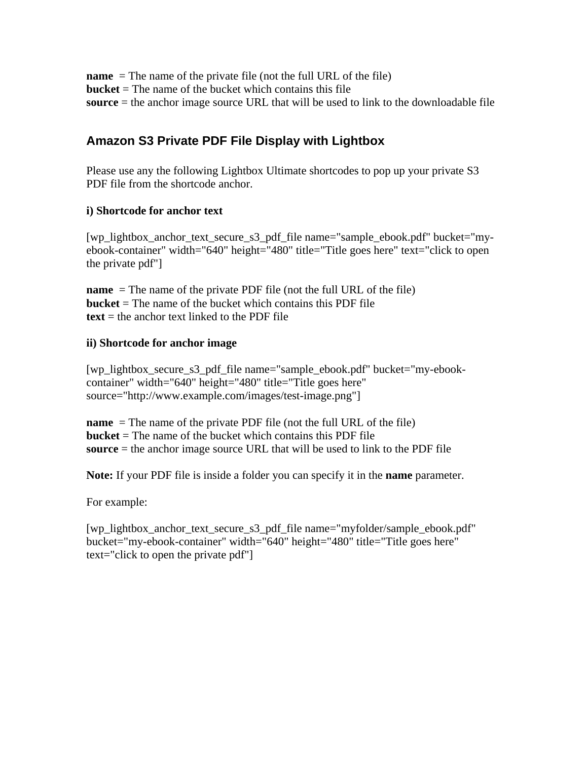**name** = The name of the private file (not the full URL of the file)
**bucket** = The name of the bucket which contains this file
**source** = the anchor image source URL that will be used to link to the downloadable file

## Amazon S3 Private PDF File Display with Lightbox

Please use any the following Lightbox Ultimate shortcodes to pop up your private S3 PDF file from the shortcode anchor.

**i) Shortcode for anchor text**

[wp_lightbox_anchor_text_secure_s3_pdf_file name="sample_ebook.pdf" bucket="my-ebook-container" width="640" height="480" title="Title goes here" text="click to open the private pdf"]

**name** = The name of the private PDF file (not the full URL of the file)
**bucket** = The name of the bucket which contains this PDF file
**text** = the anchor text linked to the PDF file

**ii) Shortcode for anchor image**

[wp_lightbox_secure_s3_pdf_file name="sample_ebook.pdf" bucket="my-ebook-container" width="640" height="480" title="Title goes here" source="http://www.example.com/images/test-image.png"]

**name** = The name of the private PDF file (not the full URL of the file)
**bucket** = The name of the bucket which contains this PDF file
**source** = the anchor image source URL that will be used to link to the PDF file

**Note:** If your PDF file is inside a folder you can specify it in the **name** parameter.

For example:

[wp_lightbox_anchor_text_secure_s3_pdf_file name="myfolder/sample_ebook.pdf" bucket="my-ebook-container" width="640" height="480" title="Title goes here" text="click to open the private pdf"]